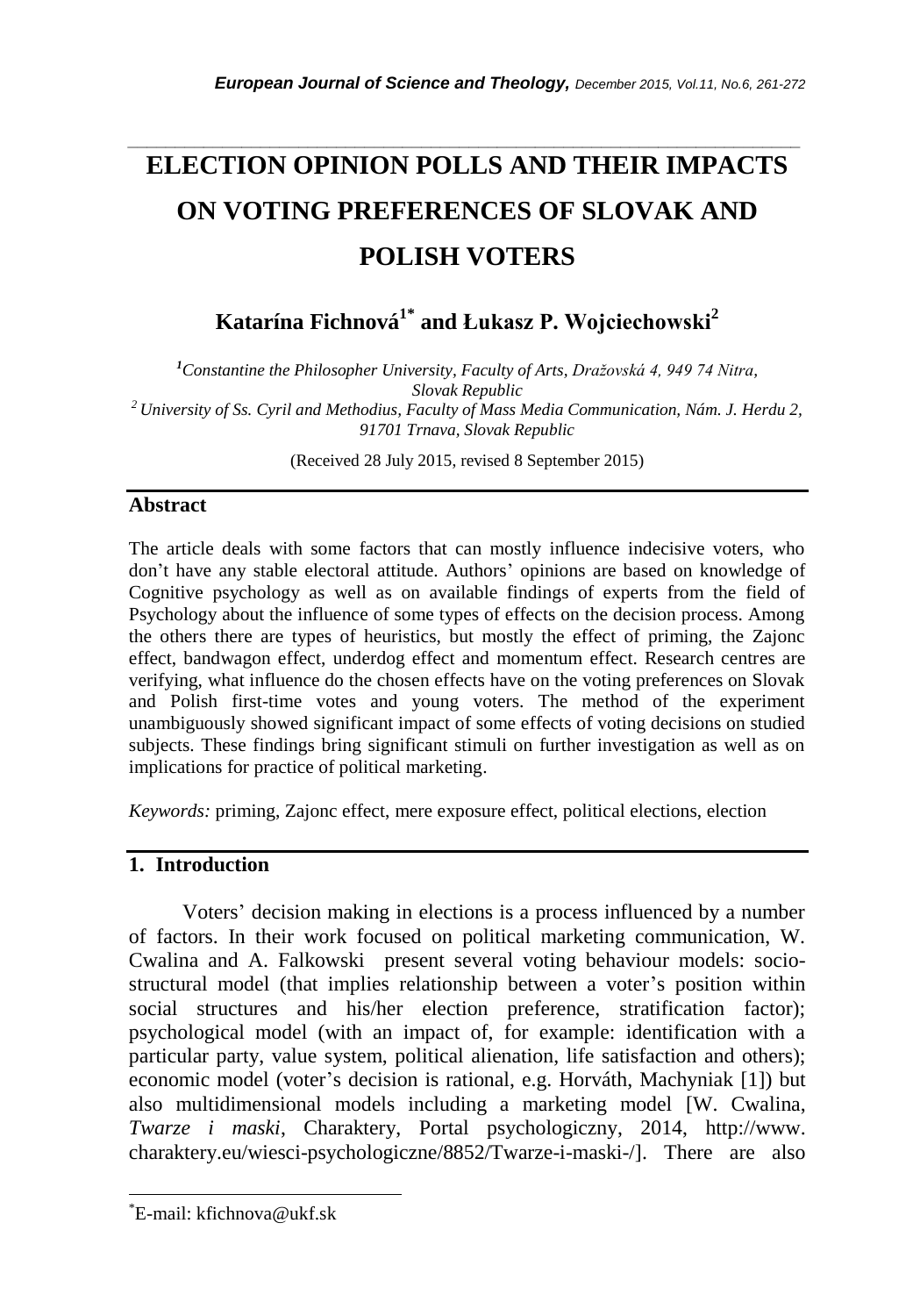# ELECTION OPINION POLLS AND THEIR IMPACTS ON VOTING PREFERENCES OF SLOVAK AND POLISH VOTERS

**Katarína Fichnová[1*] and Łukasz P. Wojciechowski[2]**

[1] *Constantine the Philosopher University, Faculty of Arts, Dražovská 4, 949 74 Nitra, Slovak Republic*

[2] *University of Ss. Cyril and Methodius, Faculty of Mass Media Communication, Nám. J. Herdu 2, 91701 Trnava, Slovak Republic*

(Received 28 July 2015, revised 8 September 2015)

## Abstract

The article deals with some factors that can mostly influence indecisive voters, who don't have any stable electoral attitude. Authors' opinions are based on knowledge of Cognitive psychology as well as on available findings of experts from the field of Psychology about the influence of some types of effects on the decision process. Among the others there are types of heuristics, but mostly the effect of priming, the Zajonc effect, bandwagon effect, underdog effect and momentum effect. Research centres are verifying, what influence do the chosen effects have on the voting preferences on Slovak and Polish first-time votes and young voters. The method of the experiment unambiguously showed significant impact of some effects of voting decisions on studied subjects. These findings bring significant stimuli on further investigation as well as on implications for practice of political marketing.

*Keywords:* priming, Zajonc effect, mere exposure effect, political elections, election

## 1. Introduction

Voters' decision making in elections is a process influenced by a number of factors. In their work focused on political marketing communication, W. Cwalina and A. Falkowski present several voting behaviour models: socio-structural model (that implies relationship between a voter's position within social structures and his/her election preference, stratification factor); psychological model (with an impact of, for example: identification with a particular party, value system, political alienation, life satisfaction and others); economic model (voter's decision is rational, e.g. Horváth, Machyniak [1]) but also multidimensional models including a marketing model [W. Cwalina, *Twarze i maski*, Charaktery, Portal psychologiczny, 2014, http://www.charaktery.eu/wiesci-psychologiczne/8852/Twarze-i-maski-/]. There are also

*E-mail: kfichnova@ukf.sk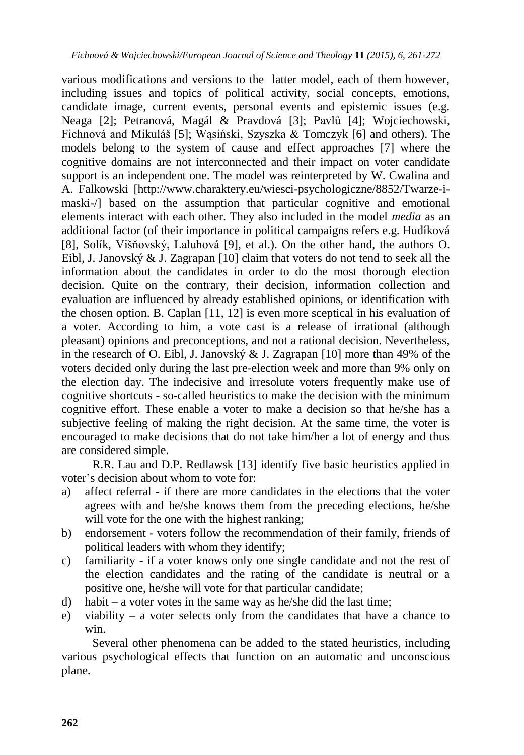various modifications and versions to the latter model, each of them however, including issues and topics of political activity, social concepts, emotions, candidate image, current events, personal events and epistemic issues (e.g. Neaga [2]; Petranová, Magál & Pravdová [3]; Pavlů [4]; Wojciechowski, Fichnová and Mikuláš [5]; Wąsiński, Szyszka & Tomczyk [6] and others). The models belong to the system of cause and effect approaches [7] where the cognitive domains are not interconnected and their impact on voter candidate support is an independent one. The model was reinterpreted by W. Cwalina and A. Falkowski [http://www.charaktery.eu/wiesci-psychologiczne/8852/Twarze-i-maski-/] based on the assumption that particular cognitive and emotional elements interact with each other. They also included in the model *media* as an additional factor (of their importance in political campaigns refers e.g. Hudíková [8], Solík, Višňovský, Laluhová [9], et al.). On the other hand, the authors O. Eibl, J. Janovský & J. Zagrapan [10] claim that voters do not tend to seek all the information about the candidates in order to do the most thorough election decision. Quite on the contrary, their decision, information collection and evaluation are influenced by already established opinions, or identification with the chosen option. B. Caplan [11, 12] is even more sceptical in his evaluation of a voter. According to him, a vote cast is a release of irrational (although pleasant) opinions and preconceptions, and not a rational decision. Nevertheless, in the research of O. Eibl, J. Janovský & J. Zagrapan [10] more than 49% of the voters decided only during the last pre-election week and more than 9% only on the election day. The indecisive and irresolute voters frequently make use of cognitive shortcuts - so-called heuristics to make the decision with the minimum cognitive effort. These enable a voter to make a decision so that he/she has a subjective feeling of making the right decision. At the same time, the voter is encouraged to make decisions that do not take him/her a lot of energy and thus are considered simple.

R.R. Lau and D.P. Redlawsk [13] identify five basic heuristics applied in voter's decision about whom to vote for:

a) affect referral - if there are more candidates in the elections that the voter agrees with and he/she knows them from the preceding elections, he/she will vote for the one with the highest ranking;
b) endorsement - voters follow the recommendation of their family, friends of political leaders with whom they identify;
c) familiarity - if a voter knows only one single candidate and not the rest of the election candidates and the rating of the candidate is neutral or a positive one, he/she will vote for that particular candidate;
d) habit – a voter votes in the same way as he/she did the last time;
e) viability – a voter selects only from the candidates that have a chance to win.

Several other phenomena can be added to the stated heuristics, including various psychological effects that function on an automatic and unconscious plane.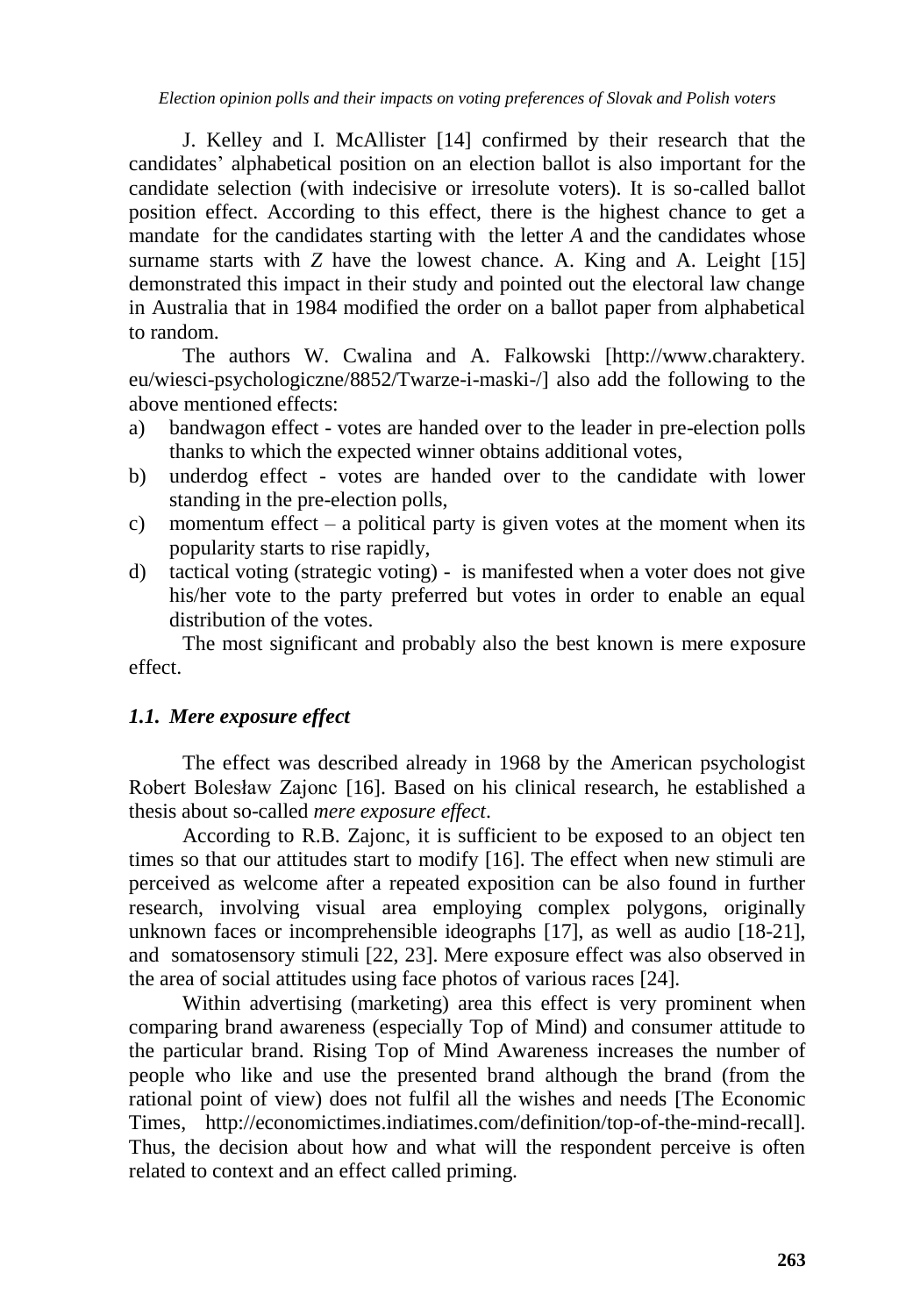J. Kelley and I. McAllister [14] confirmed by their research that the candidates' alphabetical position on an election ballot is also important for the candidate selection (with indecisive or irresolute voters). It is so-called ballot position effect. According to this effect, there is the highest chance to get a mandate for the candidates starting with the letter *A* and the candidates whose surname starts with *Z* have the lowest chance. A. King and A. Leight [15] demonstrated this impact in their study and pointed out the electoral law change in Australia that in 1984 modified the order on a ballot paper from alphabetical to random.

The authors W. Cwalina and A. Falkowski [http://www.charaktery.eu/wiesci-psychologiczne/8852/Twarze-i-maski-/] also add the following to the above mentioned effects:

a) bandwagon effect - votes are handed over to the leader in pre-election polls thanks to which the expected winner obtains additional votes,
b) underdog effect - votes are handed over to the candidate with lower standing in the pre-election polls,
c) momentum effect – a political party is given votes at the moment when its popularity starts to rise rapidly,
d) tactical voting (strategic voting) - is manifested when a voter does not give his/her vote to the party preferred but votes in order to enable an equal distribution of the votes.

The most significant and probably also the best known is mere exposure effect.

### *1.1. Mere exposure effect*

The effect was described already in 1968 by the American psychologist Robert Bolesław Zajonc [16]. Based on his clinical research, he established a thesis about so-called *mere exposure effect*.

According to R.B. Zajonc, it is sufficient to be exposed to an object ten times so that our attitudes start to modify [16]. The effect when new stimuli are perceived as welcome after a repeated exposition can be also found in further research, involving visual area employing complex polygons, originally unknown faces or incomprehensible ideographs [17], as well as audio [18-21], and somatosensory stimuli [22, 23]. Mere exposure effect was also observed in the area of social attitudes using face photos of various races [24].

Within advertising (marketing) area this effect is very prominent when comparing brand awareness (especially Top of Mind) and consumer attitude to the particular brand. Rising Top of Mind Awareness increases the number of people who like and use the presented brand although the brand (from the rational point of view) does not fulfil all the wishes and needs [The Economic Times, http://economictimes.indiatimes.com/definition/top-of-the-mind-recall]. Thus, the decision about how and what will the respondent perceive is often related to context and an effect called priming.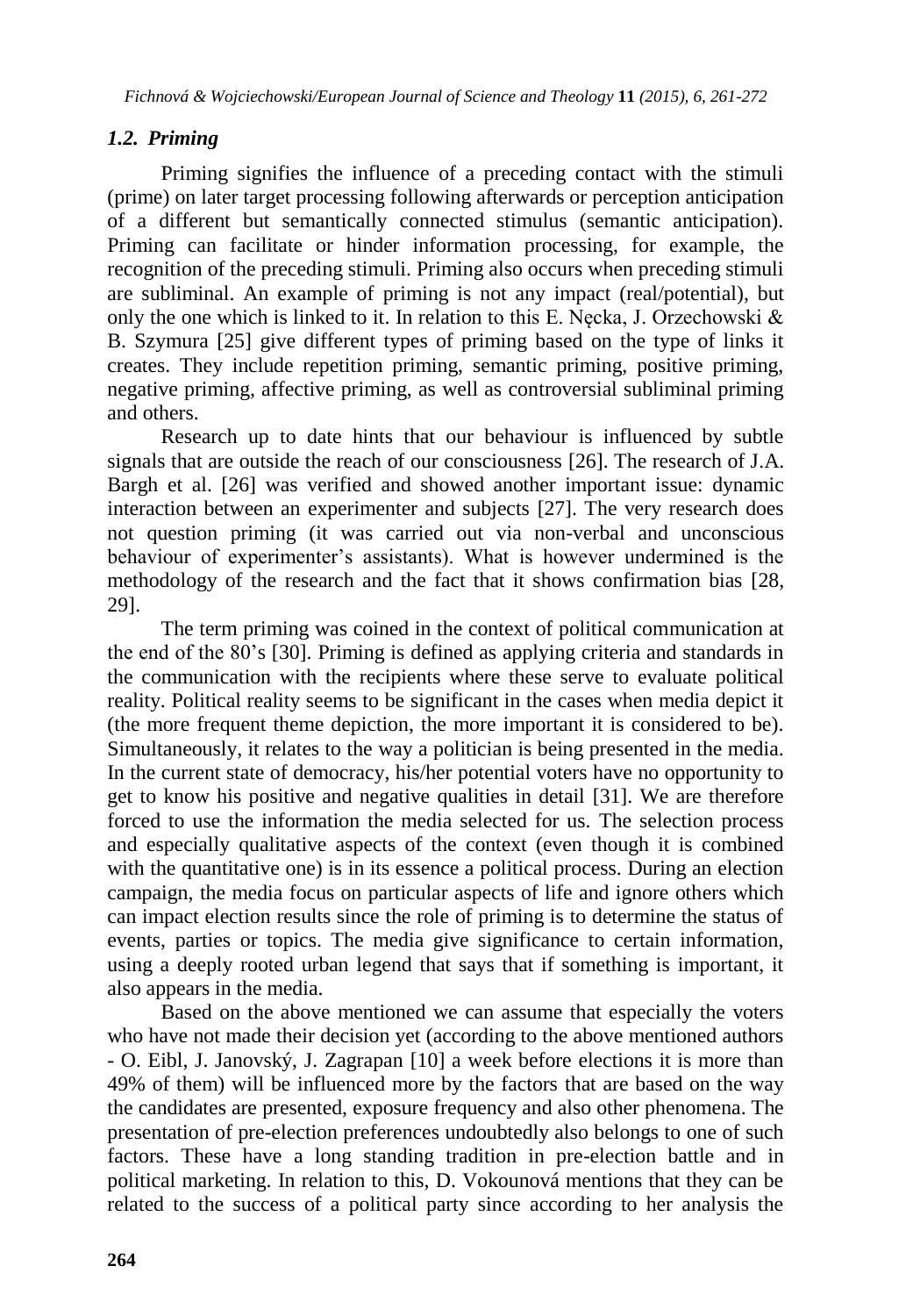### *1.2. Priming*

Priming signifies the influence of a preceding contact with the stimuli (prime) on later target processing following afterwards or perception anticipation of a different but semantically connected stimulus (semantic anticipation). Priming can facilitate or hinder information processing, for example, the recognition of the preceding stimuli. Priming also occurs when preceding stimuli are subliminal. An example of priming is not any impact (real/potential), but only the one which is linked to it. In relation to this E. Nęcka, J. Orzechowski & B. Szymura [25] give different types of priming based on the type of links it creates. They include repetition priming, semantic priming, positive priming, negative priming, affective priming, as well as controversial subliminal priming and others.

Research up to date hints that our behaviour is influenced by subtle signals that are outside the reach of our consciousness [26]. The research of J.A. Bargh et al. [26] was verified and showed another important issue: dynamic interaction between an experimenter and subjects [27]. The very research does not question priming (it was carried out via non-verbal and unconscious behaviour of experimenter's assistants). What is however undermined is the methodology of the research and the fact that it shows confirmation bias [28, 29].

The term priming was coined in the context of political communication at the end of the 80's [30]. Priming is defined as applying criteria and standards in the communication with the recipients where these serve to evaluate political reality. Political reality seems to be significant in the cases when media depict it (the more frequent theme depiction, the more important it is considered to be). Simultaneously, it relates to the way a politician is being presented in the media. In the current state of democracy, his/her potential voters have no opportunity to get to know his positive and negative qualities in detail [31]. We are therefore forced to use the information the media selected for us. The selection process and especially qualitative aspects of the context (even though it is combined with the quantitative one) is in its essence a political process. During an election campaign, the media focus on particular aspects of life and ignore others which can impact election results since the role of priming is to determine the status of events, parties or topics. The media give significance to certain information, using a deeply rooted urban legend that says that if something is important, it also appears in the media.

Based on the above mentioned we can assume that especially the voters who have not made their decision yet (according to the above mentioned authors - O. Eibl, J. Janovský, J. Zagrapan [10] a week before elections it is more than 49% of them) will be influenced more by the factors that are based on the way the candidates are presented, exposure frequency and also other phenomena. The presentation of pre-election preferences undoubtedly also belongs to one of such factors. These have a long standing tradition in pre-election battle and in political marketing. In relation to this, D. Vokounová mentions that they can be related to the success of a political party since according to her analysis the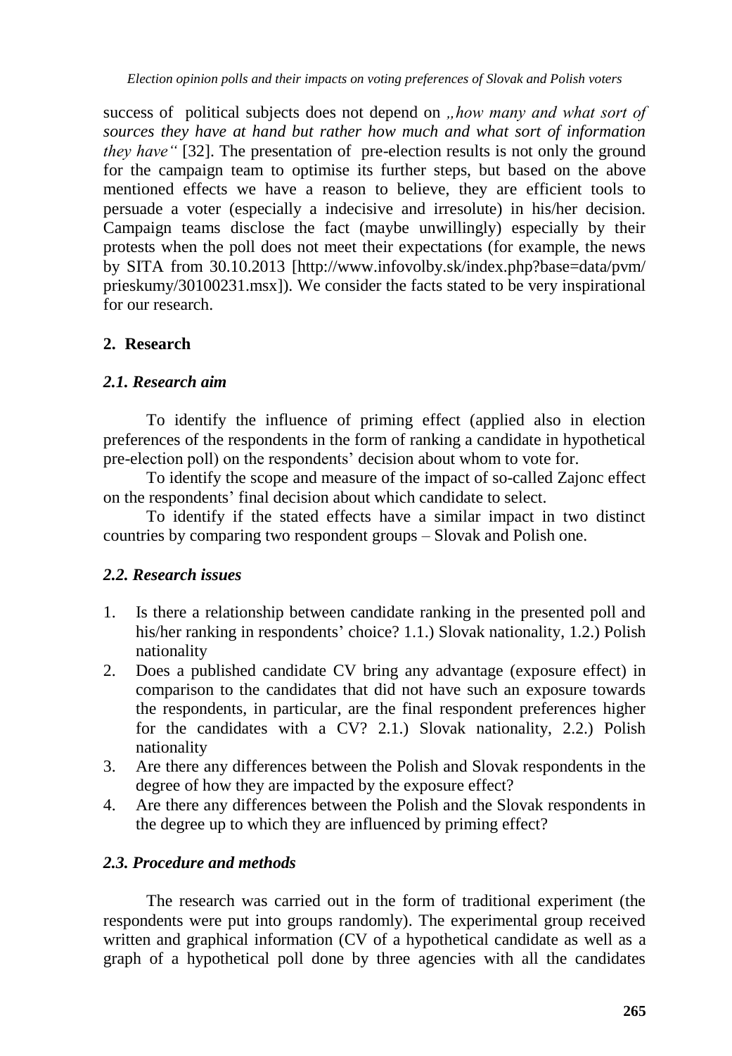success of political subjects does not depend on *„how many and what sort of sources they have at hand but rather how much and what sort of information they have"* [32]. The presentation of pre-election results is not only the ground for the campaign team to optimise its further steps, but based on the above mentioned effects we have a reason to believe, they are efficient tools to persuade a voter (especially a indecisive and irresolute) in his/her decision. Campaign teams disclose the fact (maybe unwillingly) especially by their protests when the poll does not meet their expectations (for example, the news by SITA from 30.10.2013 [http://www.infovolby.sk/index.php?base=data/pvm/prieskumy/30100231.msx]). We consider the facts stated to be very inspirational for our research.

## 2. Research

### *2.1. Research aim*

To identify the influence of priming effect (applied also in election preferences of the respondents in the form of ranking a candidate in hypothetical pre-election poll) on the respondents' decision about whom to vote for.

To identify the scope and measure of the impact of so-called Zajonc effect on the respondents' final decision about which candidate to select.

To identify if the stated effects have a similar impact in two distinct countries by comparing two respondent groups – Slovak and Polish one.

### *2.2. Research issues*

1. Is there a relationship between candidate ranking in the presented poll and his/her ranking in respondents' choice? 1.1.) Slovak nationality, 1.2.) Polish nationality
2. Does a published candidate CV bring any advantage (exposure effect) in comparison to the candidates that did not have such an exposure towards the respondents, in particular, are the final respondent preferences higher for the candidates with a CV? 2.1.) Slovak nationality, 2.2.) Polish nationality
3. Are there any differences between the Polish and Slovak respondents in the degree of how they are impacted by the exposure effect?
4. Are there any differences between the Polish and the Slovak respondents in the degree up to which they are influenced by priming effect?

### *2.3. Procedure and methods*

The research was carried out in the form of traditional experiment (the respondents were put into groups randomly). The experimental group received written and graphical information (CV of a hypothetical candidate as well as a graph of a hypothetical poll done by three agencies with all the candidates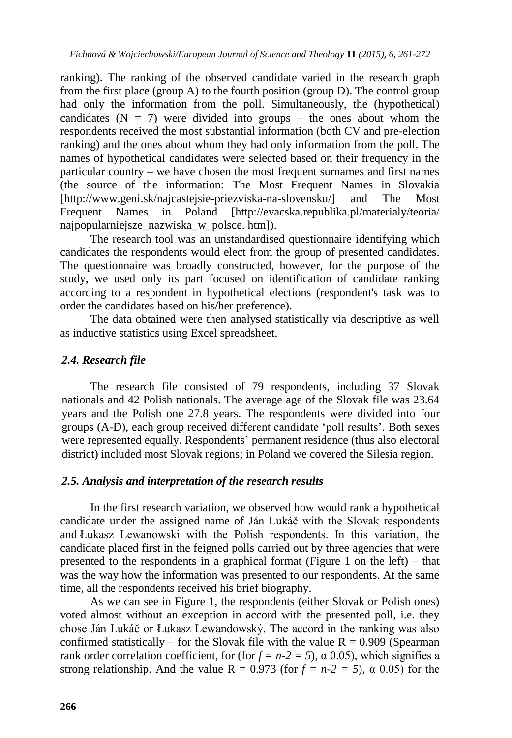ranking). The ranking of the observed candidate varied in the research graph from the first place (group A) to the fourth position (group D). The control group had only the information from the poll. Simultaneously, the (hypothetical) candidates ($N = 7$) were divided into groups – the ones about whom the respondents received the most substantial information (both CV and pre-election ranking) and the ones about whom they had only information from the poll. The names of hypothetical candidates were selected based on their frequency in the particular country – we have chosen the most frequent surnames and first names (the source of the information: The Most Frequent Names in Slovakia [http://www.geni.sk/najcastejsie-priezviska-na-slovensku/] and The Most Frequent Names in Poland [http://evacska.republika.pl/materialy/teoria/najpopularniejsze_nazwiska_w_polsce. htm]).

The research tool was an unstandardised questionnaire identifying which candidates the respondents would elect from the group of presented candidates. The questionnaire was broadly constructed, however, for the purpose of the study, we used only its part focused on identification of candidate ranking according to a respondent in hypothetical elections (respondent's task was to order the candidates based on his/her preference).

The data obtained were then analysed statistically via descriptive as well as inductive statistics using Excel spreadsheet.

### *2.4. Research file*

The research file consisted of 79 respondents, including 37 Slovak nationals and 42 Polish nationals. The average age of the Slovak file was 23.64 years and the Polish one 27.8 years. The respondents were divided into four groups (A-D), each group received different candidate 'poll results'. Both sexes were represented equally. Respondents' permanent residence (thus also electoral district) included most Slovak regions; in Poland we covered the Silesia region.

### *2.5. Analysis and interpretation of the research results*

In the first research variation, we observed how would rank a hypothetical candidate under the assigned name of Ján Lukáč with the Slovak respondents and Łukasz Lewanowski with the Polish respondents. In this variation, the candidate placed first in the feigned polls carried out by three agencies that were presented to the respondents in a graphical format (Figure 1 on the left) – that was the way how the information was presented to our respondents. At the same time, all the respondents received his brief biography.

As we can see in Figure 1, the respondents (either Slovak or Polish ones) voted almost without an exception in accord with the presented poll, i.e. they chose Ján Lukáč or Łukasz Lewandowský. The accord in the ranking was also confirmed statistically – for the Slovak file with the value $R = 0.909$ (Spearman rank order correlation coefficient, for (for $f = n\text{-}2 = 5$), $\alpha$ 0.05), which signifies a strong relationship. And the value $R = 0.973$ (for $f = n\text{-}2 = 5$), $\alpha$ 0.05) for the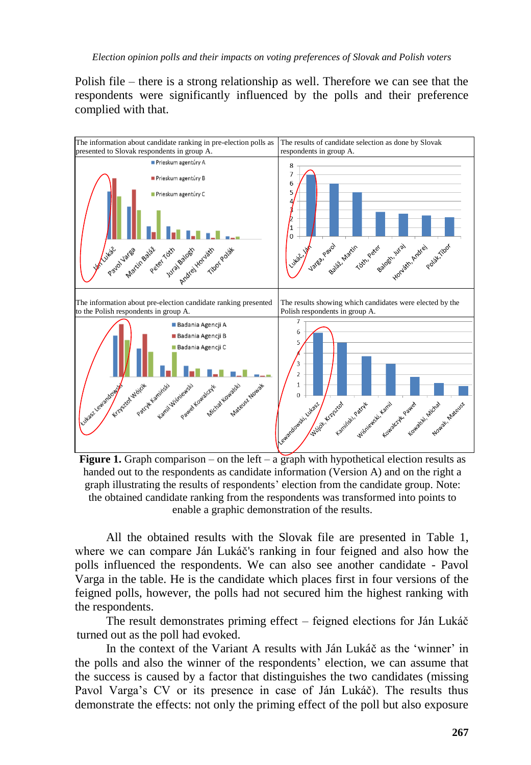Polish file – there is a strong relationship as well. Therefore we can see that the respondents were significantly influenced by the polls and their preference complied with that.

| The information about candidate ranking in pre-election polls as presented to Slovak respondents in group A. | The results of candidate selection as done by Slovak respondents in group A. |
|---|---|
| | |
| The information about pre-election candidate ranking presented to the Polish respondents in group A. | The results showing which candidates were elected by the Polish respondents in group A. |
| | |

**Figure 1.** Graph comparison – on the left – a graph with hypothetical election results as handed out to the respondents as candidate information (Version A) and on the right a graph illustrating the results of respondents' election from the candidate group. Note: the obtained candidate ranking from the respondents was transformed into points to enable a graphic demonstration of the results.

All the obtained results with the Slovak file are presented in Table 1, where we can compare Ján Lukáč's ranking in four feigned and also how the polls influenced the respondents. We can also see another candidate - Pavol Varga in the table. He is the candidate which places first in four versions of the feigned polls, however, the polls had not secured him the highest ranking with the respondents.

The result demonstrates priming effect – feigned elections for Ján Lukáč turned out as the poll had evoked.

In the context of the Variant A results with Ján Lukáč as the 'winner' in the polls and also the winner of the respondents' election, we can assume that the success is caused by a factor that distinguishes the two candidates (missing Pavol Varga's CV or its presence in case of Ján Lukáč). The results thus demonstrate the effects: not only the priming effect of the poll but also exposure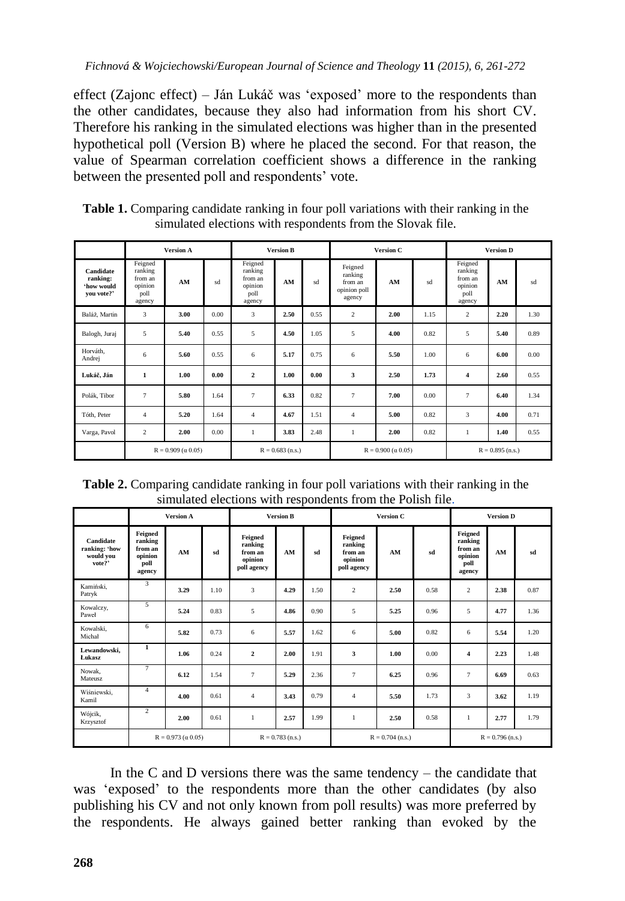effect (Zajonc effect) – Ján Lukáč was 'exposed' more to the respondents than the other candidates, because they also had information from his short CV. Therefore his ranking in the simulated elections was higher than in the presented hypothetical poll (Version B) where he placed the second. For that reason, the value of Spearman correlation coefficient shows a difference in the ranking between the presented poll and respondents' vote.

**Table 1.** Comparing candidate ranking in four poll variations with their ranking in the simulated elections with respondents from the Slovak file.

| | Version A | | | Version B | | | Version C | | | Version D | | |
|---|---|---|---|---|---|---|---|---|---|---|---|---|
| **Candidate ranking: 'how would you vote?'** | Feigned ranking from an opinion poll agency | **AM** | sd | Feigned ranking from an opinion poll agency | **AM** | sd | Feigned ranking from an opinion poll agency | **AM** | sd | Feigned ranking from an opinion poll agency | **AM** | sd |
| Baláž, Martin | 3 | **3.00** | 0.00 | 3 | **2.50** | 0.55 | 2 | **2.00** | 1.15 | 2 | **2.20** | 1.30 |
| Balogh, Juraj | 5 | **5.40** | 0.55 | 5 | **4.50** | 1.05 | 5 | **4.00** | 0.82 | 5 | **5.40** | 0.89 |
| Horváth, Andrej | 6 | **5.60** | 0.55 | 6 | **5.17** | 0.75 | 6 | **5.50** | 1.00 | 6 | **6.00** | 0.00 |
| **Lukáč, Ján** | **1** | **1.00** | **0.00** | **2** | **1.00** | **0.00** | **3** | **2.50** | **1.73** | **4** | **2.60** | **0.55** |
| Polák, Tibor | 7 | **5.80** | 1.64 | 7 | **6.33** | 0.82 | 7 | **7.00** | 0.00 | 7 | **6.40** | 1.34 |
| Tóth, Peter | 4 | **5.20** | 1.64 | 4 | **4.67** | 1.51 | 4 | **5.00** | 0.82 | 3 | **4.00** | 0.71 |
| Varga, Pavol | 2 | **2.00** | 0.00 | 1 | **3.83** | 2.48 | 1 | **2.00** | 0.82 | 1 | **1.40** | 0.55 |
| | $R = 0.909$ ($\alpha$ 0.05) | | | $R = 0.683$ (n.s.) | | | $R = 0.900$ ($\alpha$ 0.05) | | | $R = 0.895$ (n.s.) | | |

**Table 2.** Comparing candidate ranking in four poll variations with their ranking in the simulated elections with respondents from the Polish file.

| | Version A | | | Version B | | | Version C | | | Version D | | |
|---|---|---|---|---|---|---|---|---|---|---|---|---|
| **Candidate ranking: 'how would you vote?'** | **Feigned ranking from an opinion poll agency** | **AM** | **sd** | **Feigned ranking from an opinion poll agency** | **AM** | **sd** | **Feigned ranking from an opinion poll agency** | **AM** | **sd** | **Feigned ranking from an opinion poll agency** | **AM** | **sd** |
| Kamiński, Patryk | 3 | **3.29** | 1.10 | 3 | **4.29** | 1.50 | 2 | **2.50** | 0.58 | 2 | **2.38** | 0.87 |
| Kowalczy, Paweł | 5 | **5.24** | 0.83 | 5 | **4.86** | 0.90 | 5 | **5.25** | 0.96 | 5 | **4.77** | 1.36 |
| Kowalski, Michał | 6 | **5.82** | 0.73 | 6 | **5.57** | 1.62 | 6 | **5.00** | 0.82 | 6 | **5.54** | 1.20 |
| **Lewandowski, Łukasz** | **1** | **1.06** | 0.24 | **2** | **2.00** | 1.91 | **3** | **1.00** | 0.00 | **4** | **2.23** | 1.48 |
| Nowak, Mateusz | 7 | **6.12** | 1.54 | 7 | **5.29** | 2.36 | 7 | **6.25** | 0.96 | 7 | **6.69** | 0.63 |
| Wiśniewski, Kamil | 4 | **4.00** | 0.61 | 4 | **3.43** | 0.79 | 4 | **5.50** | 1.73 | 3 | **3.62** | 1.19 |
| Wójcik, Krzysztof | 2 | **2.00** | 0.61 | 1 | **2.57** | 1.99 | 1 | **2.50** | 0.58 | 1 | **2.77** | 1.79 |
| | $R = 0.973$ ($\alpha$ 0.05) | | | $R = 0.783$ (n.s.) | | | $R = 0.704$ (n.s.) | | | $R = 0.796$ (n.s.) | | |

In the C and D versions there was the same tendency – the candidate that was 'exposed' to the respondents more than the other candidates (by also publishing his CV and not only known from poll results) was more preferred by the respondents. He always gained better ranking than evoked by the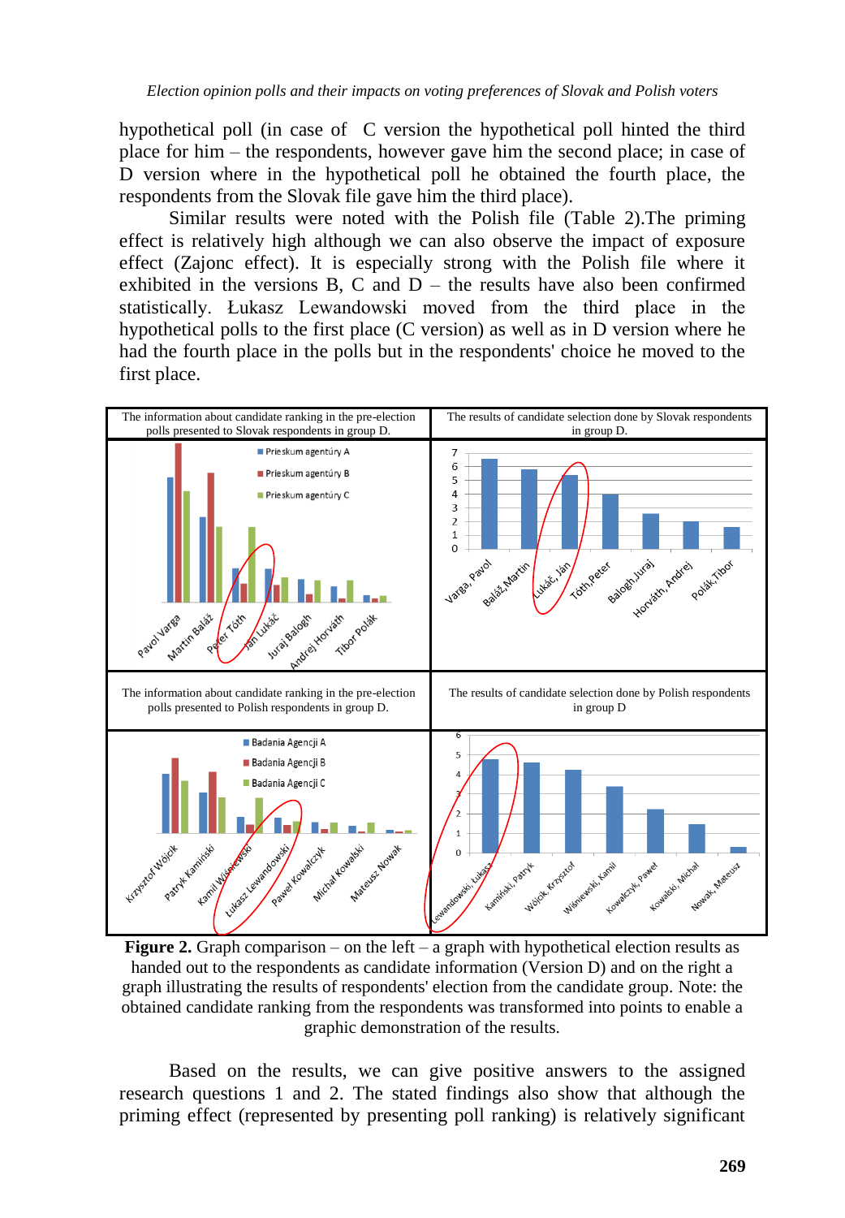hypothetical poll (in case of C version the hypothetical poll hinted the third place for him – the respondents, however gave him the second place; in case of D version where in the hypothetical poll he obtained the fourth place, the respondents from the Slovak file gave him the third place).

Similar results were noted with the Polish file (Table 2).The priming effect is relatively high although we can also observe the impact of exposure effect (Zajonc effect). It is especially strong with the Polish file where it exhibited in the versions B, C and D – the results have also been confirmed statistically. Łukasz Lewandowski moved from the third place in the hypothetical polls to the first place (C version) as well as in D version where he had the fourth place in the polls but in the respondents' choice he moved to the first place.

| The information about candidate ranking in the pre-election polls presented to Slovak respondents in group D. | The results of candidate selection done by Slovak respondents in group D. |
|---|---|
| The information about candidate ranking in the pre-election polls presented to Polish respondents in group D. | The results of candidate selection done by Polish respondents in group D |

**Figure 2.** Graph comparison – on the left – a graph with hypothetical election results as handed out to the respondents as candidate information (Version D) and on the right a graph illustrating the results of respondents' election from the candidate group. Note: the obtained candidate ranking from the respondents was transformed into points to enable a graphic demonstration of the results.

Based on the results, we can give positive answers to the assigned research questions 1 and 2. The stated findings also show that although the priming effect (represented by presenting poll ranking) is relatively significant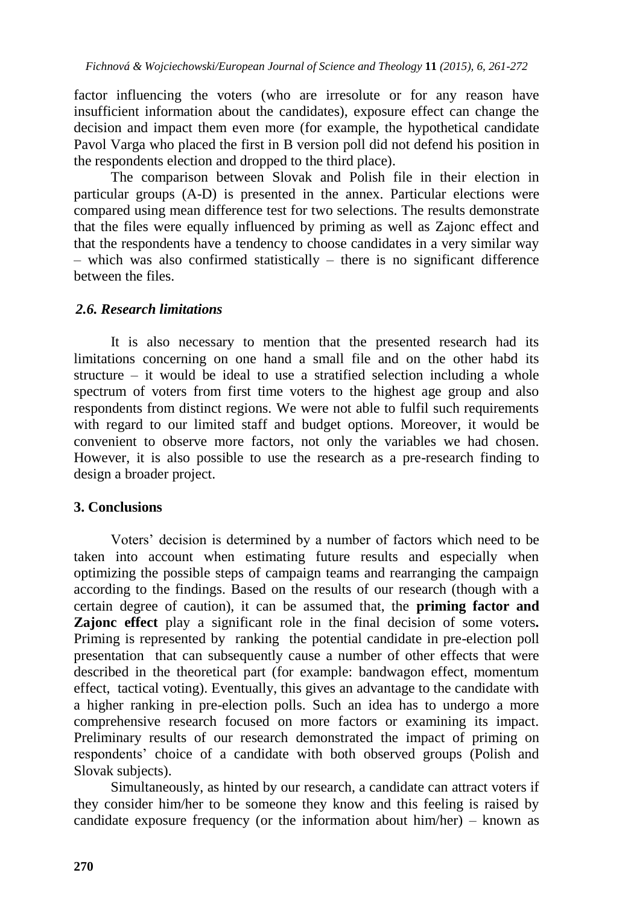factor influencing the voters (who are irresolute or for any reason have insufficient information about the candidates), exposure effect can change the decision and impact them even more (for example, the hypothetical candidate Pavol Varga who placed the first in B version poll did not defend his position in the respondents election and dropped to the third place).

The comparison between Slovak and Polish file in their election in particular groups (A-D) is presented in the annex. Particular elections were compared using mean difference test for two selections. The results demonstrate that the files were equally influenced by priming as well as Zajonc effect and that the respondents have a tendency to choose candidates in a very similar way – which was also confirmed statistically – there is no significant difference between the files.

### *2.6. Research limitations*

It is also necessary to mention that the presented research had its limitations concerning on one hand a small file and on the other habd its structure – it would be ideal to use a stratified selection including a whole spectrum of voters from first time voters to the highest age group and also respondents from distinct regions. We were not able to fulfil such requirements with regard to our limited staff and budget options. Moreover, it would be convenient to observe more factors, not only the variables we had chosen. However, it is also possible to use the research as a pre-research finding to design a broader project.

## 3. Conclusions

Voters' decision is determined by a number of factors which need to be taken into account when estimating future results and especially when optimizing the possible steps of campaign teams and rearranging the campaign according to the findings. Based on the results of our research (though with a certain degree of caution), it can be assumed that, the **priming factor and Zajonc effect** play a significant role in the final decision of some voters**.** Priming is represented by ranking the potential candidate in pre-election poll presentation that can subsequently cause a number of other effects that were described in the theoretical part (for example: bandwagon effect, momentum effect, tactical voting). Eventually, this gives an advantage to the candidate with a higher ranking in pre-election polls. Such an idea has to undergo a more comprehensive research focused on more factors or examining its impact. Preliminary results of our research demonstrated the impact of priming on respondents' choice of a candidate with both observed groups (Polish and Slovak subjects).

Simultaneously, as hinted by our research, a candidate can attract voters if they consider him/her to be someone they know and this feeling is raised by candidate exposure frequency (or the information about him/her) – known as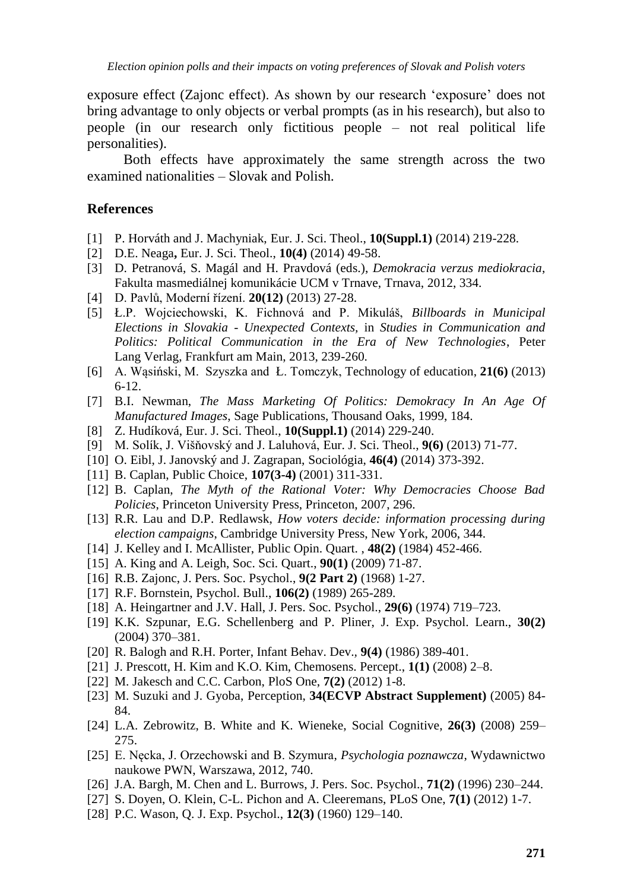exposure effect (Zajonc effect). As shown by our research 'exposure' does not bring advantage to only objects or verbal prompts (as in his research), but also to people (in our research only fictitious people – not real political life personalities).

Both effects have approximately the same strength across the two examined nationalities – Slovak and Polish.

## References

[1] P. Horváth and J. Machyniak, Eur. J. Sci. Theol., **10(Suppl.1)** (2014) 219-228.

[2] D.E. Neaga**,** Eur. J. Sci. Theol., **10(4)** (2014) 49-58.

[3] D. Petranová, S. Magál and H. Pravdová (eds.), *Demokracia verzus mediokracia*, Fakulta masmediálnej komunikácie UCM v Trnave, Trnava, 2012, 334.

[4] D. Pavlů, Moderní řízení. **20(12)** (2013) 27-28.

[5] Ł.P. Wojciechowski, K. Fichnová and P. Mikuláš, *Billboards in Municipal Elections in Slovakia - Unexpected Contexts*, in *Studies in Communication and Politics: Political Communication in the Era of New Technologies*, Peter Lang Verlag, Frankfurt am Main, 2013, 239-260.

[6] A. Wąsiński, M. Szyszka and Ł. Tomczyk, Technology of education, **21(6)** (2013) 6-12.

[7] B.I. Newman, *The Mass Marketing Of Politics: Demokracy In An Age Of Manufactured Images*, Sage Publications, Thousand Oaks, 1999, 184.

[8] Z. Hudíková, Eur. J. Sci. Theol., **10(Suppl.1)** (2014) 229-240.

[9] M. Solík, J. Višňovský and J. Laluhová, Eur. J. Sci. Theol., **9(6)** (2013) 71-77.

[10] O. Eibl, J. Janovský and J. Zagrapan, Sociológia, **46(4)** (2014) 373-392.

[11] B. Caplan, Public Choice, **107(3-4)** (2001) 311-331.

[12] B. Caplan, *The Myth of the Rational Voter: Why Democracies Choose Bad Policies*, Princeton University Press, Princeton, 2007, 296.

[13] R.R. Lau and D.P. Redlawsk, *How voters decide: information processing during election campaigns*, Cambridge University Press, New York, 2006, 344.

[14] J. Kelley and I. McAllister, Public Opin. Quart. , **48(2)** (1984) 452-466.

[15] A. King and A. Leigh, Soc. Sci. Quart., **90(1)** (2009) 71-87.

[16] R.B. Zajonc, J. Pers. Soc. Psychol., **9(2 Part 2)** (1968) 1-27.

[17] R.F. Bornstein, Psychol. Bull., **106(2)** (1989) 265-289.

[18] A. Heingartner and J.V. Hall, J. Pers. Soc. Psychol., **29(6)** (1974) 719–723.

[19] K.K. Szpunar, E.G. Schellenberg and P. Pliner, J. Exp. Psychol. Learn., **30(2)** (2004) 370–381.

[20] R. Balogh and R.H. Porter, Infant Behav. Dev., **9(4)** (1986) 389-401.

[21] J. Prescott, H. Kim and K.O. Kim, Chemosens. Percept., **1(1)** (2008) 2–8.

[22] M. Jakesch and C.C. Carbon, PloS One, **7(2)** (2012) 1-8.

[23] M. Suzuki and J. Gyoba, Perception, **34(ECVP Abstract Supplement)** (2005) 84-84.

[24] L.A. Zebrowitz, B. White and K. Wieneke, Social Cognitive, **26(3)** (2008) 259–275.

[25] E. Nęcka, J. Orzechowski and B. Szymura, *Psychologia poznawcza*, Wydawnictwo naukowe PWN, Warszawa, 2012, 740.

[26] J.A. Bargh, M. Chen and L. Burrows, J. Pers. Soc. Psychol., **71(2)** (1996) 230–244.

[27] S. Doyen, O. Klein, C-L. Pichon and A. Cleeremans, PLoS One, **7(1)** (2012) 1-7.

[28] P.C. Wason, Q. J. Exp. Psychol., **12(3)** (1960) 129–140.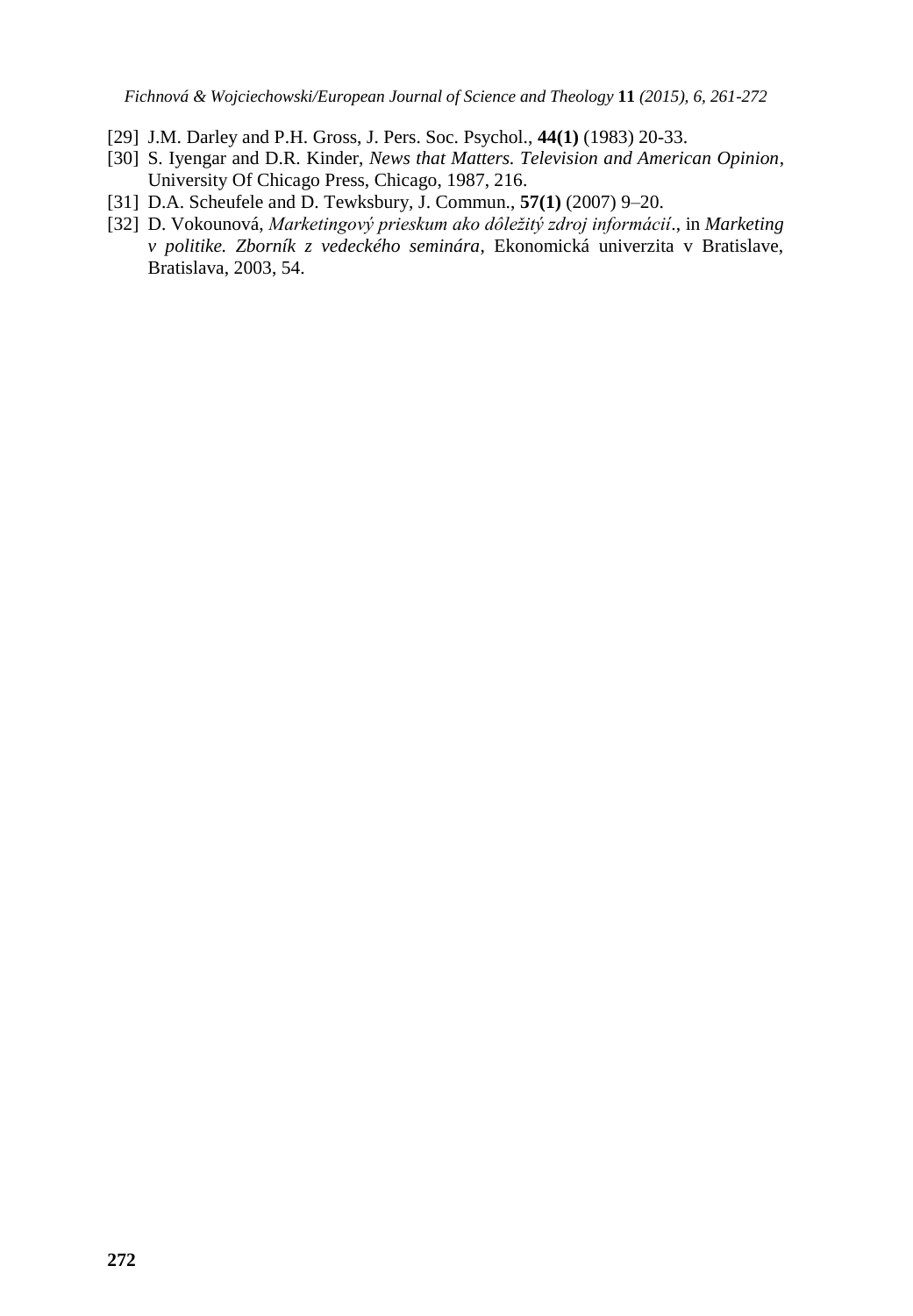[29] J.M. Darley and P.H. Gross, J. Pers. Soc. Psychol., **44(1)** (1983) 20-33.

[30] S. Iyengar and D.R. Kinder, *News that Matters. Television and American Opinion*, University Of Chicago Press, Chicago, 1987, 216.

[31] D.A. Scheufele and D. Tewksbury, J. Commun., **57(1)** (2007) 9–20.

[32] D. Vokounová, *Marketingový prieskum ako dôležitý zdroj informácií*., in *Marketing v politike. Zborník z vedeckého seminára*, Ekonomická univerzita v Bratislave, Bratislava, 2003, 54.